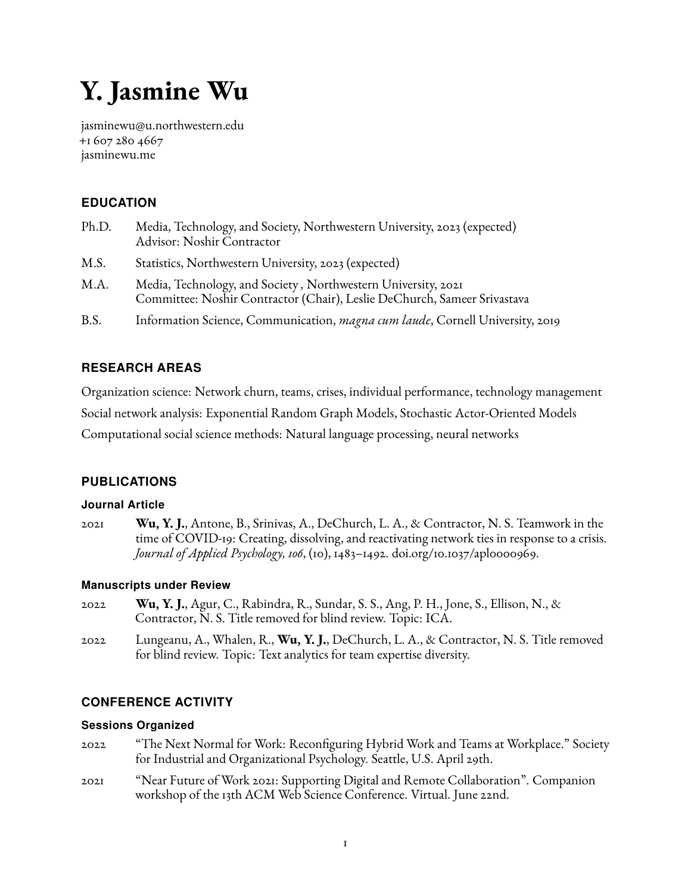# Y. Jasmine Wu

jasminewu@u.northwestern.edu
+1 607 280 4667
jasminewu.me

## EDUCATION

Ph.D. Media, Technology, and Society, Northwestern University, 2023 (expected)
Advisor: Noshir Contractor

M.S. Statistics, Northwestern University, 2023 (expected)

M.A. Media, Technology, and Society , Northwestern University, 2021
Committee: Noshir Contractor (Chair), Leslie DeChurch, Sameer Srivastava

B.S. Information Science, Communication, *magna cum laude*, Cornell University, 2019

## RESEARCH AREAS

Organization science: Network churn, teams, crises, individual performance, technology management

Social network analysis: Exponential Random Graph Models, Stochastic Actor-Oriented Models

Computational social science methods: Natural language processing, neural networks

## PUBLICATIONS

### Journal Article

2021 **Wu, Y. J.**, Antone, B., Srinivas, A., DeChurch, L. A., & Contractor, N. S. Teamwork in the time of COVID-19: Creating, dissolving, and reactivating network ties in response to a crisis. *Journal of Applied Psychology, 106*, (10), 1483–1492. doi.org/10.1037/apl0000969.

### Manuscripts under Review

2022 **Wu, Y. J.**, Agur, C., Rabindra, R., Sundar, S. S., Ang, P. H., Jone, S., Ellison, N., & Contractor, N. S. Title removed for blind review. Topic: ICA.

2022 Lungeanu, A., Whalen, R., **Wu, Y. J.**, DeChurch, L. A., & Contractor, N. S. Title removed for blind review. Topic: Text analytics for team expertise diversity.

## CONFERENCE ACTIVITY

### Sessions Organized

2022 "The Next Normal for Work: Reconfiguring Hybrid Work and Teams at Workplace." Society for Industrial and Organizational Psychology. Seattle, U.S. April 29th.

2021 "Near Future of Work 2021: Supporting Digital and Remote Collaboration". Companion workshop of the 13th ACM Web Science Conference. Virtual. June 22nd.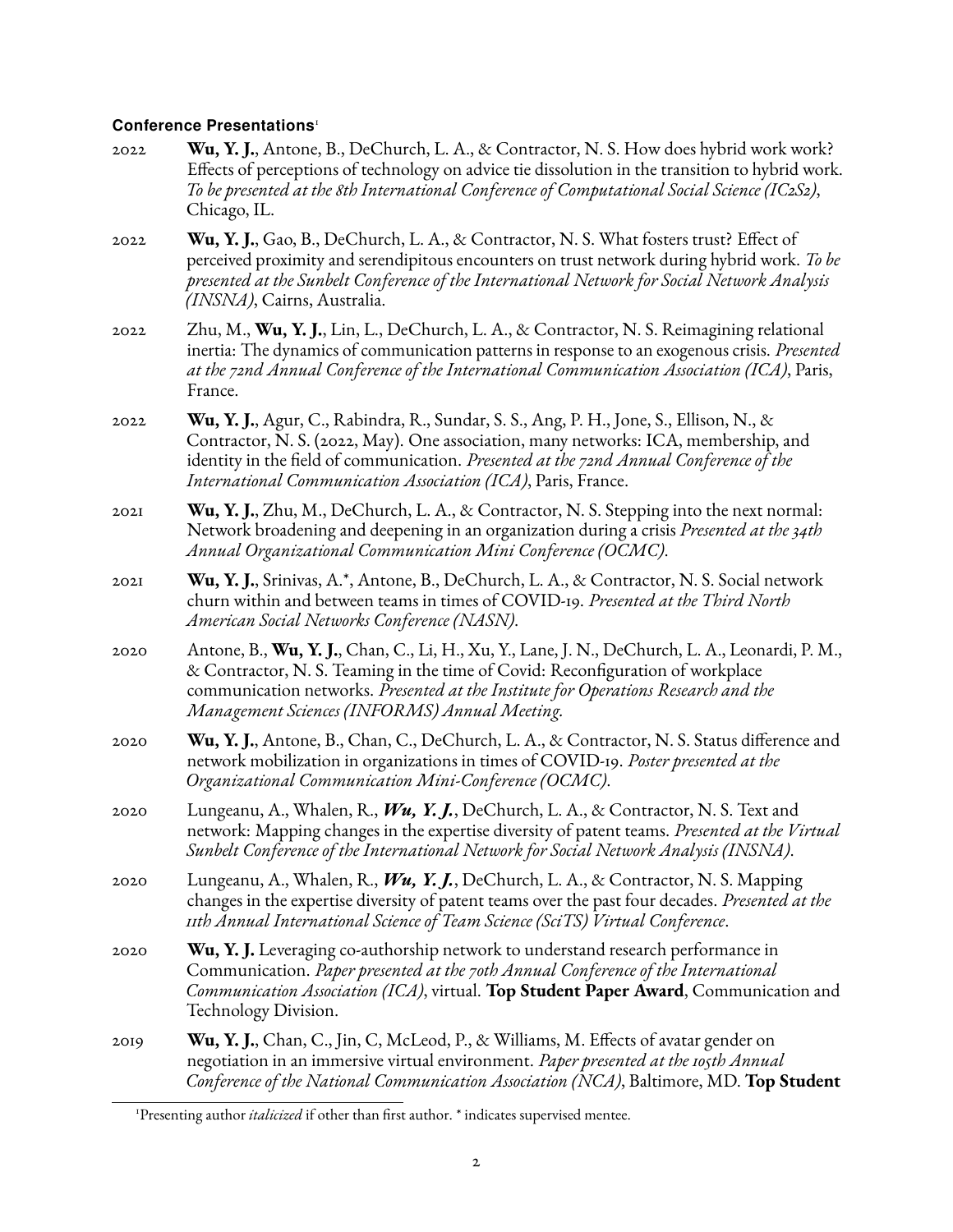### Conference Presentations[1]

2022 **Wu, Y. J.**, Antone, B., DeChurch, L. A., & Contractor, N. S. How does hybrid work work? Effects of perceptions of technology on advice tie dissolution in the transition to hybrid work. *To be presented at the 8th International Conference of Computational Social Science (IC2S2)*, Chicago, IL.

2022 **Wu, Y. J.**, Gao, B., DeChurch, L. A., & Contractor, N. S. What fosters trust? Effect of perceived proximity and serendipitous encounters on trust network during hybrid work. *To be presented at the Sunbelt Conference of the International Network for Social Network Analysis (INSNA)*, Cairns, Australia.

2022 Zhu, M., **Wu, Y. J.**, Lin, L., DeChurch, L. A., & Contractor, N. S. Reimagining relational inertia: The dynamics of communication patterns in response to an exogenous crisis. *Presented at the 72nd Annual Conference of the International Communication Association (ICA)*, Paris, France.

2022 **Wu, Y. J.**, Agur, C., Rabindra, R., Sundar, S. S., Ang, P. H., Jone, S., Ellison, N., & Contractor, N. S. (2022, May). One association, many networks: ICA, membership, and identity in the field of communication. *Presented at the 72nd Annual Conference of the International Communication Association (ICA)*, Paris, France.

2021 **Wu, Y. J.**, Zhu, M., DeChurch, L. A., & Contractor, N. S. Stepping into the next normal: Network broadening and deepening in an organization during a crisis *Presented at the 34th Annual Organizational Communication Mini Conference (OCMC).*

2021 **Wu, Y. J.**, Srinivas, A.*, Antone, B., DeChurch, L. A., & Contractor, N. S. Social network churn within and between teams in times of COVID-19. *Presented at the Third North American Social Networks Conference (NASN).*

2020 Antone, B., **Wu, Y. J.**, Chan, C., Li, H., Xu, Y., Lane, J. N., DeChurch, L. A., Leonardi, P. M., & Contractor, N. S. Teaming in the time of Covid: Reconfiguration of workplace communication networks. *Presented at the Institute for Operations Research and the Management Sciences (INFORMS) Annual Meeting.*

2020 **Wu, Y. J.**, Antone, B., Chan, C., DeChurch, L. A., & Contractor, N. S. Status difference and network mobilization in organizations in times of COVID-19. *Poster presented at the Organizational Communication Mini-Conference (OCMC).*

2020 Lungeanu, A., Whalen, R., ***Wu, Y. J.***, DeChurch, L. A., & Contractor, N. S. Text and network: Mapping changes in the expertise diversity of patent teams. *Presented at the Virtual Sunbelt Conference of the International Network for Social Network Analysis (INSNA).*

2020 Lungeanu, A., Whalen, R., ***Wu, Y. J.***, DeChurch, L. A., & Contractor, N. S. Mapping changes in the expertise diversity of patent teams over the past four decades. *Presented at the 11th Annual International Science of Team Science (SciTS) Virtual Conference*.

2020 **Wu, Y. J.** Leveraging co-authorship network to understand research performance in Communication. *Paper presented at the 70th Annual Conference of the International Communication Association (ICA)*, virtual. **Top Student Paper Award**, Communication and Technology Division.

2019 **Wu, Y. J.**, Chan, C., Jin, C, McLeod, P., & Williams, M. Effects of avatar gender on negotiation in an immersive virtual environment. *Paper presented at the 105th Annual Conference of the National Communication Association (NCA)*, Baltimore, MD. **Top Student**

[1] Presenting author *italicized* if other than first author. * indicates supervised mentee.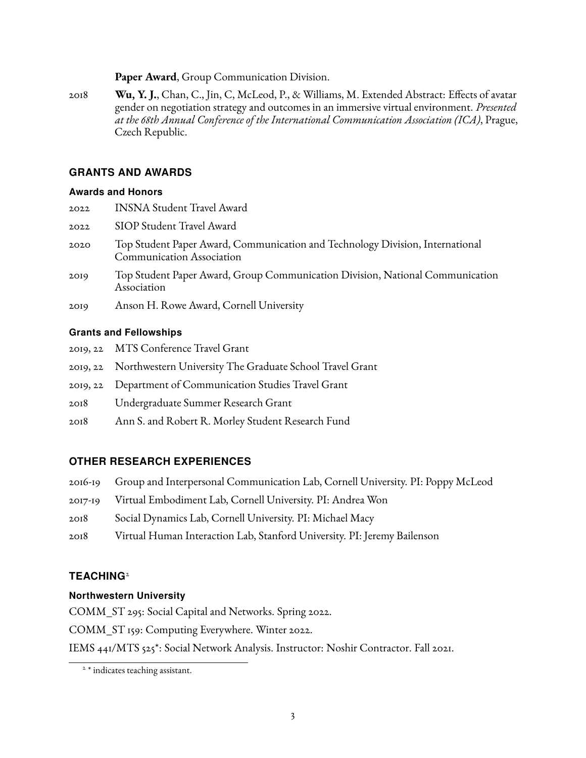**Paper Award**, Group Communication Division.

2018 **Wu, Y. J.**, Chan, C., Jin, C, McLeod, P., & Williams, M. Extended Abstract: Effects of avatar gender on negotiation strategy and outcomes in an immersive virtual environment. *Presented at the 68th Annual Conference of the International Communication Association (ICA)*, Prague, Czech Republic.

## GRANTS AND AWARDS

### Awards and Honors

2022 INSNA Student Travel Award

2022 SIOP Student Travel Award

2020 Top Student Paper Award, Communication and Technology Division, International Communication Association

2019 Top Student Paper Award, Group Communication Division, National Communication Association

2019 Anson H. Rowe Award, Cornell University

### Grants and Fellowships

2019, 22 MTS Conference Travel Grant

2019, 22 Northwestern University The Graduate School Travel Grant

2019, 22 Department of Communication Studies Travel Grant

2018 Undergraduate Summer Research Grant

2018 Ann S. and Robert R. Morley Student Research Fund

## OTHER RESEARCH EXPERIENCES

2016-19 Group and Interpersonal Communication Lab, Cornell University. PI: Poppy McLeod

2017-19 Virtual Embodiment Lab, Cornell University. PI: Andrea Won

2018 Social Dynamics Lab, Cornell University. PI: Michael Macy

2018 Virtual Human Interaction Lab, Stanford University. PI: Jeremy Bailenson

## TEACHING[2]

### Northwestern University

COMM_ST 295: Social Capital and Networks. Spring 2022.

COMM_ST 159: Computing Everywhere. Winter 2022.

IEMS 441/MTS 525*: Social Network Analysis. Instructor: Noshir Contractor. Fall 2021.

[2] * indicates teaching assistant.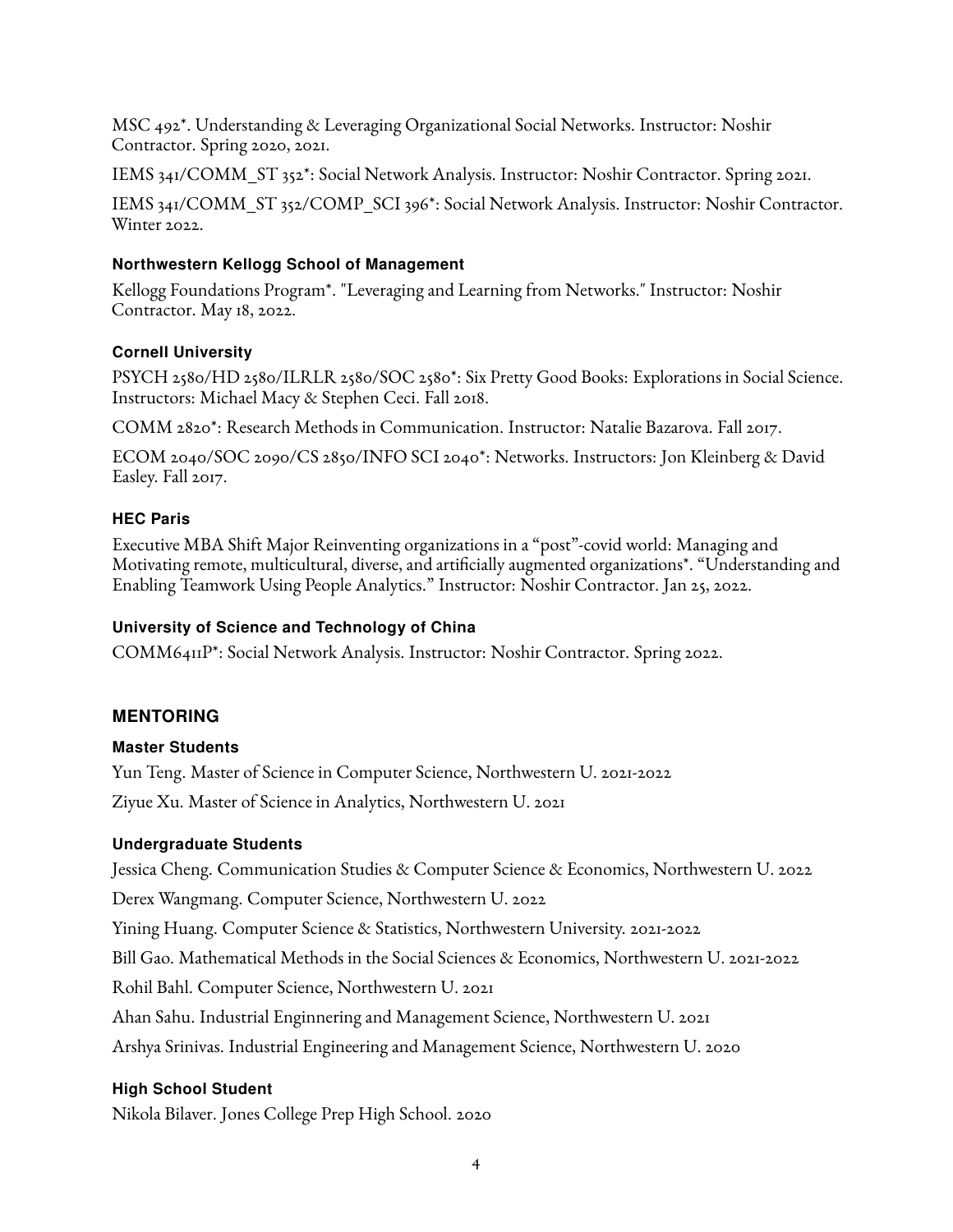MSC 492*. Understanding & Leveraging Organizational Social Networks. Instructor: Noshir Contractor. Spring 2020, 2021.

IEMS 341/COMM_ST 352*: Social Network Analysis. Instructor: Noshir Contractor. Spring 2021.

IEMS 341/COMM_ST 352/COMP_SCI 396*: Social Network Analysis. Instructor: Noshir Contractor. Winter 2022.

### Northwestern Kellogg School of Management

Kellogg Foundations Program*. "Leveraging and Learning from Networks." Instructor: Noshir Contractor. May 18, 2022.

### Cornell University

PSYCH 2580/HD 2580/ILRLR 2580/SOC 2580*: Six Pretty Good Books: Explorations in Social Science. Instructors: Michael Macy & Stephen Ceci. Fall 2018.

COMM 2820*: Research Methods in Communication. Instructor: Natalie Bazarova. Fall 2017.

ECOM 2040/SOC 2090/CS 2850/INFO SCI 2040*: Networks. Instructors: Jon Kleinberg & David Easley. Fall 2017.

### HEC Paris

Executive MBA Shift Major Reinventing organizations in a "post"-covid world: Managing and Motivating remote, multicultural, diverse, and artificially augmented organizations*. "Understanding and Enabling Teamwork Using People Analytics." Instructor: Noshir Contractor. Jan 25, 2022.

### University of Science and Technology of China

COMM6411P*: Social Network Analysis. Instructor: Noshir Contractor. Spring 2022.

## MENTORING

### Master Students

Yun Teng. Master of Science in Computer Science, Northwestern U. 2021-2022

Ziyue Xu. Master of Science in Analytics, Northwestern U. 2021

### Undergraduate Students

Jessica Cheng. Communication Studies & Computer Science & Economics, Northwestern U. 2022

Derex Wangmang. Computer Science, Northwestern U. 2022

Yining Huang. Computer Science & Statistics, Northwestern University. 2021-2022

Bill Gao. Mathematical Methods in the Social Sciences & Economics, Northwestern U. 2021-2022

Rohil Bahl. Computer Science, Northwestern U. 2021

Ahan Sahu. Industrial Enginnering and Management Science, Northwestern U. 2021

Arshya Srinivas. Industrial Engineering and Management Science, Northwestern U. 2020

### High School Student

Nikola Bilaver. Jones College Prep High School. 2020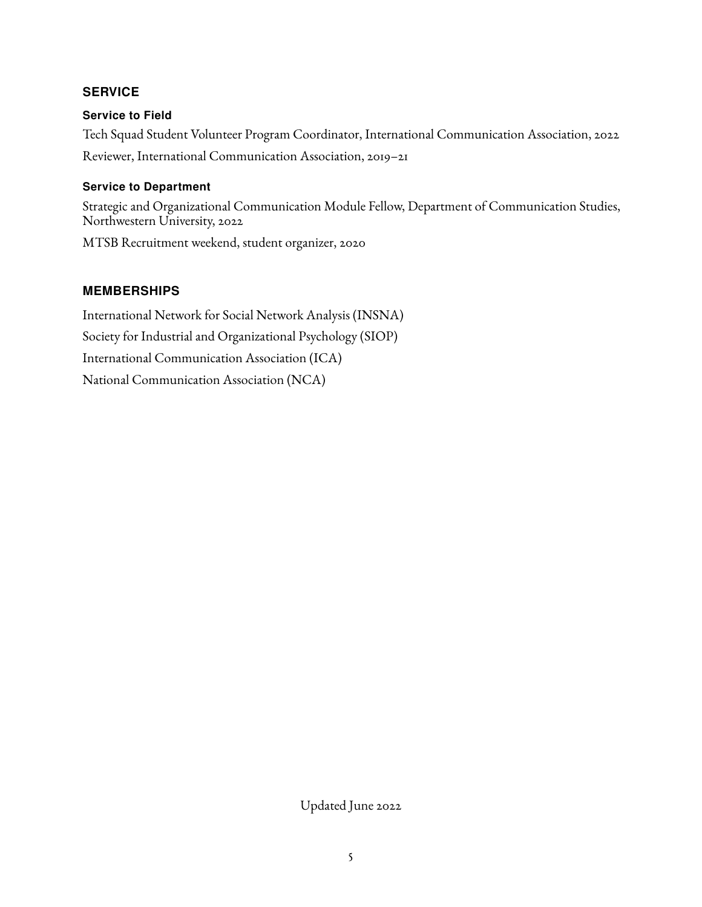## SERVICE

### Service to Field

Tech Squad Student Volunteer Program Coordinator, International Communication Association, 2022

Reviewer, International Communication Association, 2019–21

### Service to Department

Strategic and Organizational Communication Module Fellow, Department of Communication Studies, Northwestern University, 2022

MTSB Recruitment weekend, student organizer, 2020

## MEMBERSHIPS

International Network for Social Network Analysis (INSNA)

Society for Industrial and Organizational Psychology (SIOP)

International Communication Association (ICA)

National Communication Association (NCA)

Updated June 2022